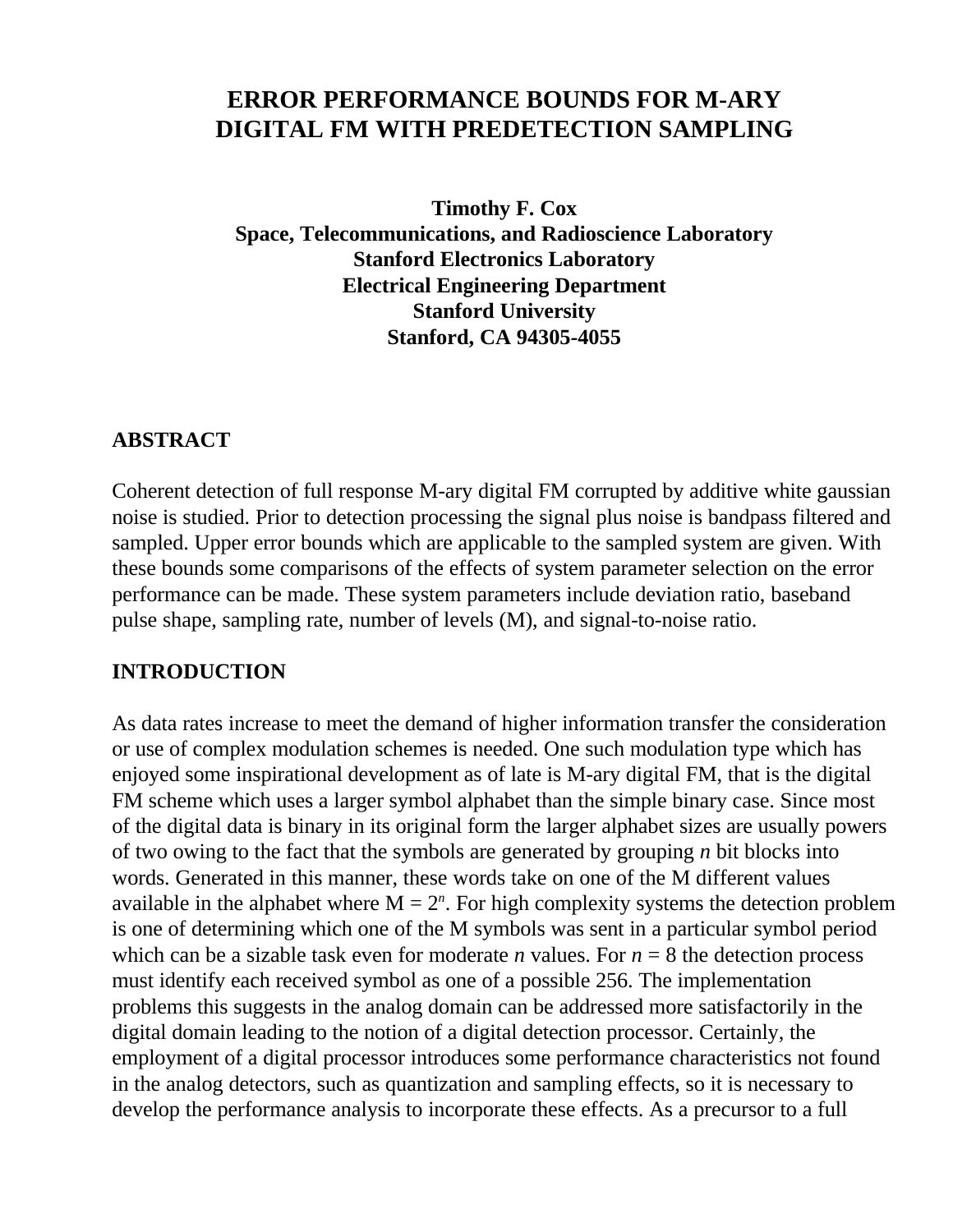# ERROR PERFORMANCE BOUNDS FOR M-ARY DIGITAL FM WITH PREDETECTION SAMPLING

**Timothy F. Cox**
**Space, Telecommunications, and Radioscience Laboratory**
**Stanford Electronics Laboratory**
**Electrical Engineering Department**
**Stanford University**
**Stanford, CA 94305-4055**

## ABSTRACT

Coherent detection of full response M-ary digital FM corrupted by additive white gaussian noise is studied. Prior to detection processing the signal plus noise is bandpass filtered and sampled. Upper error bounds which are applicable to the sampled system are given. With these bounds some comparisons of the effects of system parameter selection on the error performance can be made. These system parameters include deviation ratio, baseband pulse shape, sampling rate, number of levels (M), and signal-to-noise ratio.

## INTRODUCTION

As data rates increase to meet the demand of higher information transfer the consideration or use of complex modulation schemes is needed. One such modulation type which has enjoyed some inspirational development as of late is M-ary digital FM, that is the digital FM scheme which uses a larger symbol alphabet than the simple binary case. Since most of the digital data is binary in its original form the larger alphabet sizes are usually powers of two owing to the fact that the symbols are generated by grouping *n* bit blocks into words. Generated in this manner, these words take on one of the M different values available in the alphabet where $M = 2^n$. For high complexity systems the detection problem is one of determining which one of the M symbols was sent in a particular symbol period which can be a sizable task even for moderate *n* values. For $n = 8$ the detection process must identify each received symbol as one of a possible 256. The implementation problems this suggests in the analog domain can be addressed more satisfactorily in the digital domain leading to the notion of a digital detection processor. Certainly, the employment of a digital processor introduces some performance characteristics not found in the analog detectors, such as quantization and sampling effects, so it is necessary to develop the performance analysis to incorporate these effects. As a precursor to a full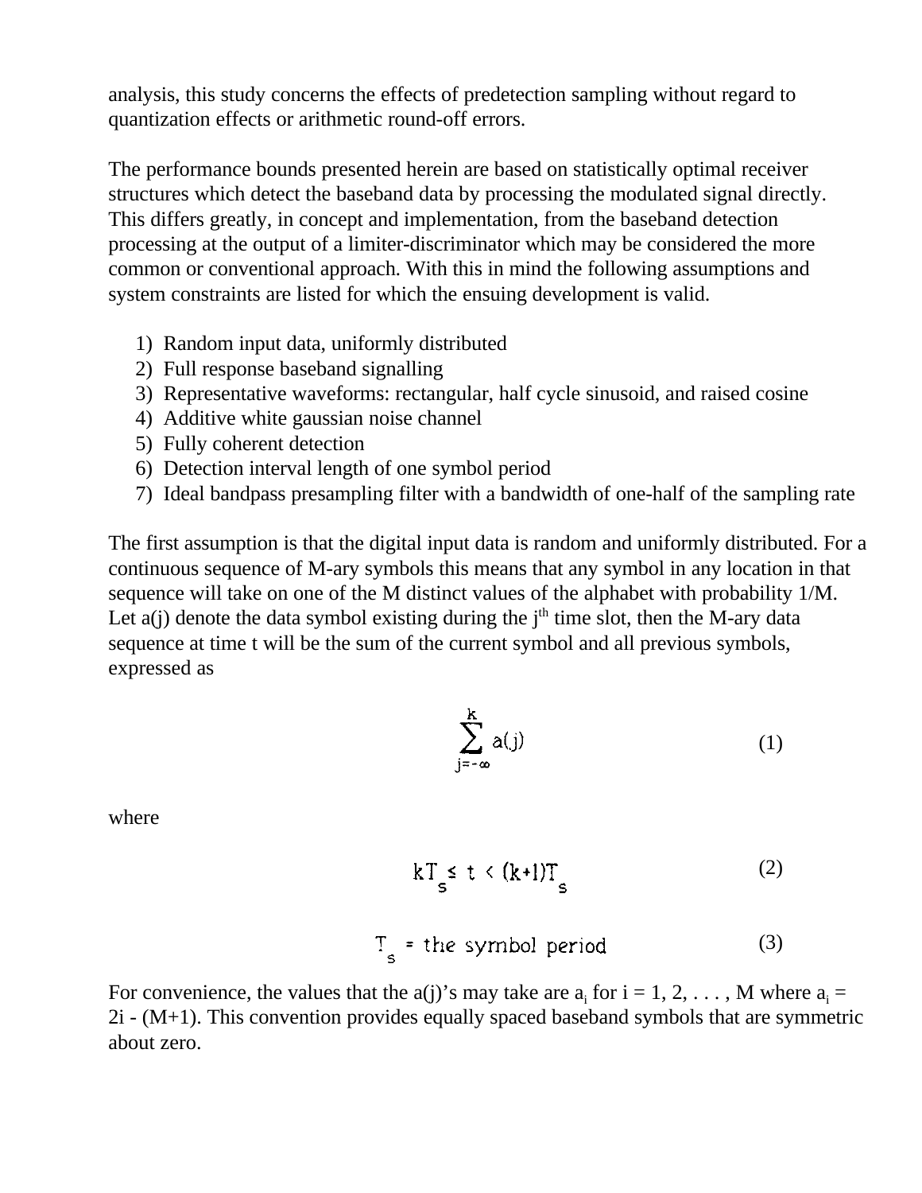analysis, this study concerns the effects of predetection sampling without regard to quantization effects or arithmetic round-off errors.

The performance bounds presented herein are based on statistically optimal receiver structures which detect the baseband data by processing the modulated signal directly. This differs greatly, in concept and implementation, from the baseband detection processing at the output of a limiter-discriminator which may be considered the more common or conventional approach. With this in mind the following assumptions and system constraints are listed for which the ensuing development is valid.

1) Random input data, uniformly distributed
2) Full response baseband signalling
3) Representative waveforms: rectangular, half cycle sinusoid, and raised cosine
4) Additive white gaussian noise channel
5) Fully coherent detection
6) Detection interval length of one symbol period
7) Ideal bandpass presampling filter with a bandwidth of one-half of the sampling rate

The first assumption is that the digital input data is random and uniformly distributed. For a continuous sequence of M-ary symbols this means that any symbol in any location in that sequence will take on one of the M distinct values of the alphabet with probability 1/M. Let a(j) denote the data symbol existing during the $j^{th}$ time slot, then the M-ary data sequence at time t will be the sum of the current symbol and all previous symbols, expressed as

$$\sum_{j=-\infty}^{k} a(j) \tag{1}$$

where

$$kT_s \leq t < (k+1)T_s \tag{2}$$

$$T_s = \text{the symbol period} \tag{3}$$

For convenience, the values that the a(j)'s may take are $a_i$ for i = 1, 2, . . . , M where $a_i = 2i - (M+1)$. This convention provides equally spaced baseband symbols that are symmetric about zero.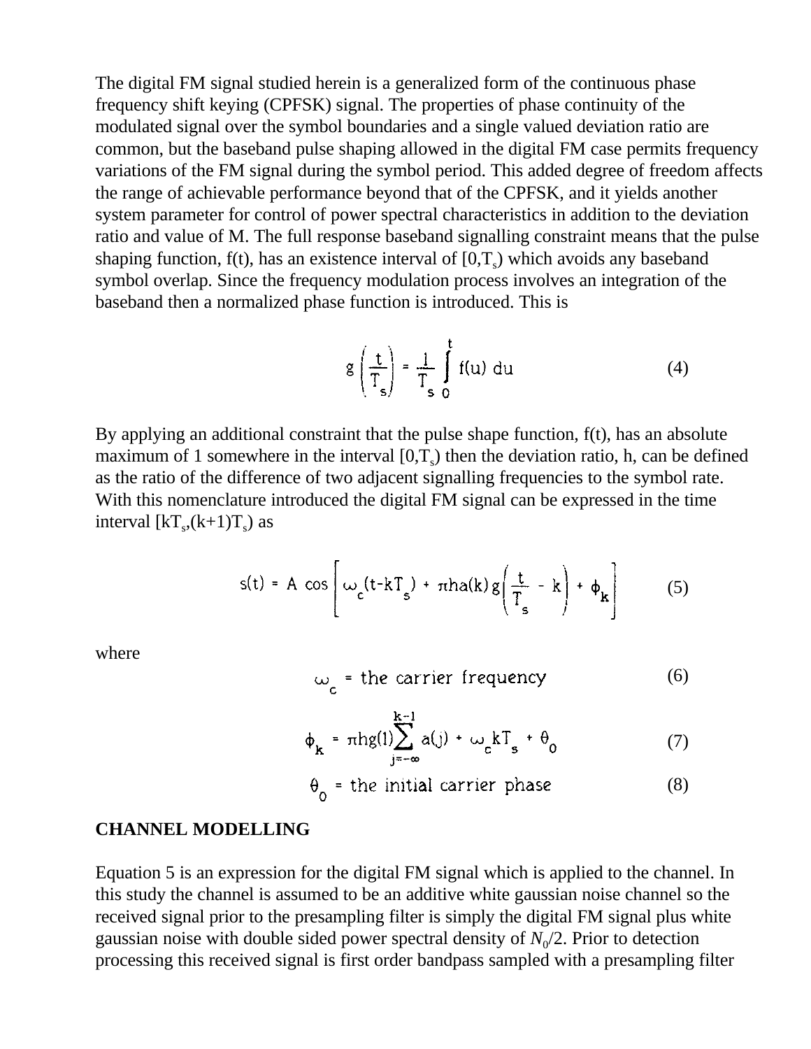The digital FM signal studied herein is a generalized form of the continuous phase frequency shift keying (CPFSK) signal. The properties of phase continuity of the modulated signal over the symbol boundaries and a single valued deviation ratio are common, but the baseband pulse shaping allowed in the digital FM case permits frequency variations of the FM signal during the symbol period. This added degree of freedom affects the range of achievable performance beyond that of the CPFSK, and it yields another system parameter for control of power spectral characteristics in addition to the deviation ratio and value of M. The full response baseband signalling constraint means that the pulse shaping function, f(t), has an existence interval of $[0,T_s)$ which avoids any baseband symbol overlap. Since the frequency modulation process involves an integration of the baseband then a normalized phase function is introduced. This is

$$g\left(\frac{t}{T_s}\right) = \frac{1}{T_s}\int_0^t f(u)\,du \tag{4}$$

By applying an additional constraint that the pulse shape function, f(t), has an absolute maximum of 1 somewhere in the interval $[0,T_s)$ then the deviation ratio, h, can be defined as the ratio of the difference of two adjacent signalling frequencies to the symbol rate. With this nomenclature introduced the digital FM signal can be expressed in the time interval $[kT_s,(k+1)T_s)$ as

$$s(t) = A\cos\left[\omega_c(t-kT_s) + \pi h a(k)\, g\left(\frac{t}{T_s} - k\right) + \phi_k\right] \tag{5}$$

where

$$\omega_c = \text{the carrier frequency} \tag{6}$$

$$\phi_k = \pi h g(1)\sum_{j=-\infty}^{k-1} a(j) + \omega_c k T_s + \theta_0 \tag{7}$$

$$\theta_0 = \text{the initial carrier phase} \tag{8}$$

## CHANNEL MODELLING

Equation 5 is an expression for the digital FM signal which is applied to the channel. In this study the channel is assumed to be an additive white gaussian noise channel so the received signal prior to the presampling filter is simply the digital FM signal plus white gaussian noise with double sided power spectral density of $N_0/2$. Prior to detection processing this received signal is first order bandpass sampled with a presampling filter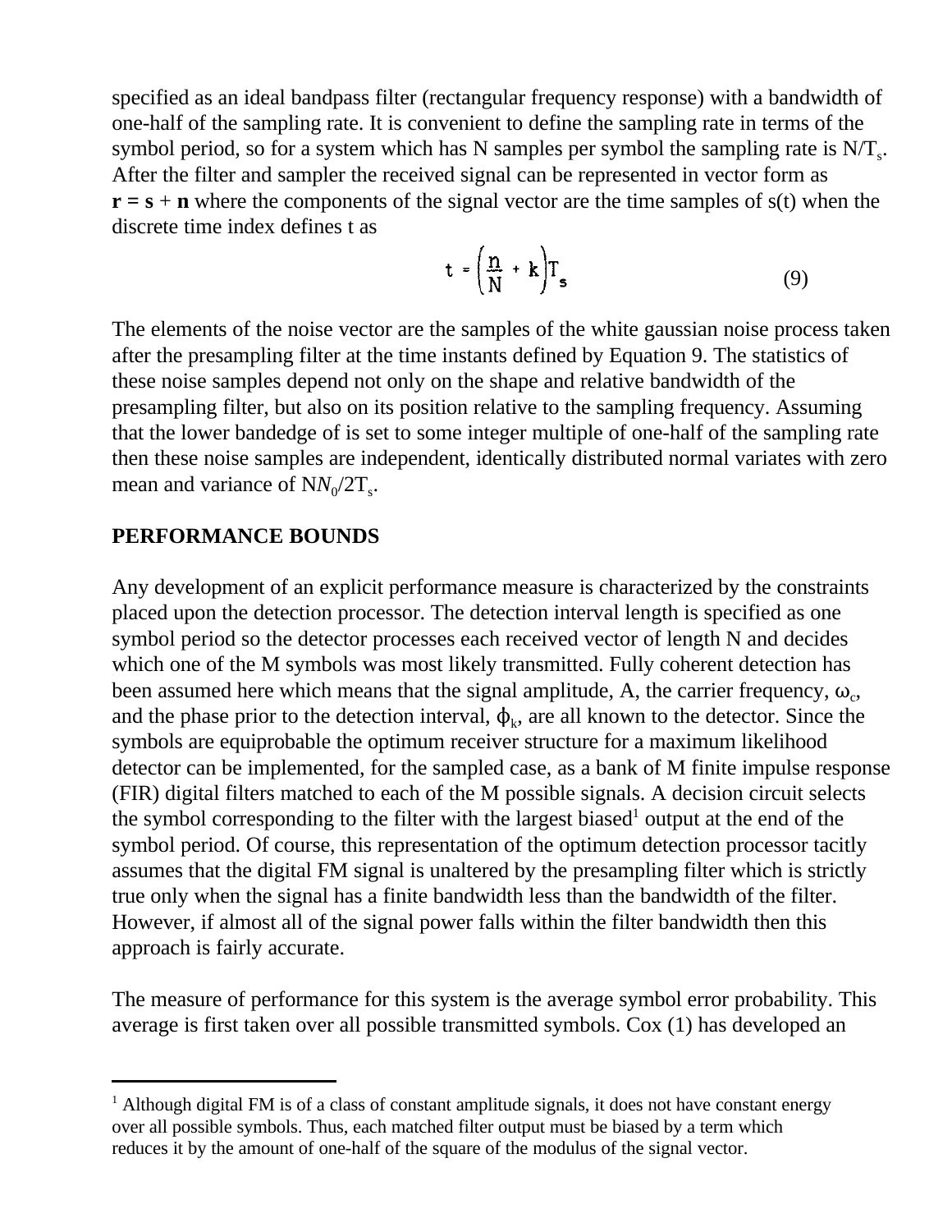specified as an ideal bandpass filter (rectangular frequency response) with a bandwidth of one-half of the sampling rate. It is convenient to define the sampling rate in terms of the symbol period, so for a system which has N samples per symbol the sampling rate is $N/T_s$. After the filter and sampler the received signal can be represented in vector form as **r = s** + **n** where the components of the signal vector are the time samples of s(t) when the discrete time index defines t as

$$t = \left(\frac{n}{N} + k\right)T_s \tag{9}$$

The elements of the noise vector are the samples of the white gaussian noise process taken after the presampling filter at the time instants defined by Equation 9. The statistics of these noise samples depend not only on the shape and relative bandwidth of the presampling filter, but also on its position relative to the sampling frequency. Assuming that the lower bandedge of is set to some integer multiple of one-half of the sampling rate then these noise samples are independent, identically distributed normal variates with zero mean and variance of $NN_0/2T_s$.

## PERFORMANCE BOUNDS

Any development of an explicit performance measure is characterized by the constraints placed upon the detection processor. The detection interval length is specified as one symbol period so the detector processes each received vector of length N and decides which one of the M symbols was most likely transmitted. Fully coherent detection has been assumed here which means that the signal amplitude, A, the carrier frequency, $\omega_c$, and the phase prior to the detection interval, $\phi_k$, are all known to the detector. Since the symbols are equiprobable the optimum receiver structure for a maximum likelihood detector can be implemented, for the sampled case, as a bank of M finite impulse response (FIR) digital filters matched to each of the M possible signals. A decision circuit selects the symbol corresponding to the filter with the largest biased[1] output at the end of the symbol period. Of course, this representation of the optimum detection processor tacitly assumes that the digital FM signal is unaltered by the presampling filter which is strictly true only when the signal has a finite bandwidth less than the bandwidth of the filter. However, if almost all of the signal power falls within the filter bandwidth then this approach is fairly accurate.

The measure of performance for this system is the average symbol error probability. This average is first taken over all possible transmitted symbols. Cox (1) has developed an

---

[1] Although digital FM is of a class of constant amplitude signals, it does not have constant energy over all possible symbols. Thus, each matched filter output must be biased by a term which reduces it by the amount of one-half of the square of the modulus of the signal vector.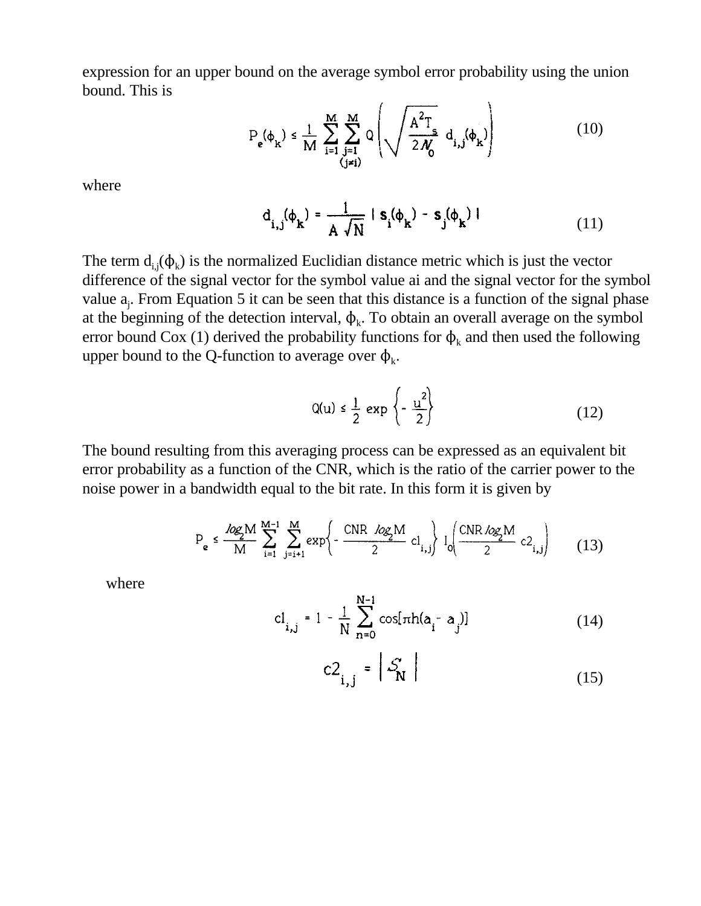expression for an upper bound on the average symbol error probability using the union bound. This is

$$P_e(\phi_k) \leq \frac{1}{M} \sum_{i=1}^{M} \sum_{\substack{j=1 \\ (j \neq i)}}^{M} Q\left(\sqrt{\frac{A^2 T_s}{2\mathcal{N}_0}}\, d_{i,j}(\phi_k)\right) \tag{10}$$

where

$$d_{i,j}(\phi_k) = \frac{1}{A\sqrt{N}} \left| \mathbf{s}_i(\phi_k) - \mathbf{s}_j(\phi_k) \right| \tag{11}$$

The term $d_{i,j}(\phi_k)$ is the normalized Euclidian distance metric which is just the vector difference of the signal vector for the symbol value ai and the signal vector for the symbol value $a_j$. From Equation 5 it can be seen that this distance is a function of the signal phase at the beginning of the detection interval, $\phi_k$. To obtain an overall average on the symbol error bound Cox (1) derived the probability functions for $\phi_k$ and then used the following upper bound to the Q-function to average over $\phi_k$.

$$Q(u) \leq \frac{1}{2} \exp\left\{-\frac{u^2}{2}\right\} \tag{12}$$

The bound resulting from this averaging process can be expressed as an equivalent bit error probability as a function of the CNR, which is the ratio of the carrier power to the noise power in a bandwidth equal to the bit rate. In this form it is given by

$$P_e \leq \frac{\log_2 M}{M} \sum_{i=1}^{M-1} \sum_{j=i+1}^{M} \exp\left\{-\frac{\text{CNR} \log_2 M}{2}\, c1_{i,j}\right\} I_0\left(\frac{\text{CNR} \log_2 M}{2}\, c2_{i,j}\right) \tag{13}$$

where

$$c1_{i,j} = 1 - \frac{1}{N} \sum_{n=0}^{N-1} \cos[\pi h(a_i - a_j)] \tag{14}$$

$$c2_{i,j} = \left| \mathcal{S}_N \right| \tag{15}$$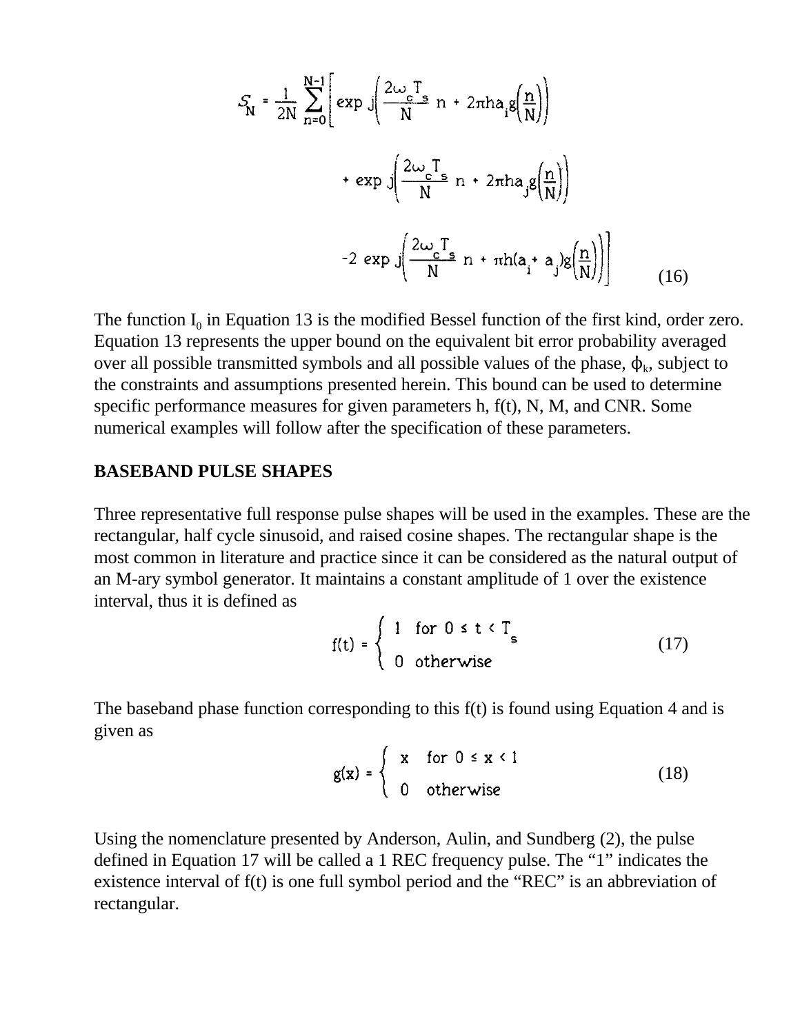$$\mathcal{S}_N = \frac{1}{2N} \sum_{n=0}^{N-1} \left[ \exp j\left( \frac{2\omega_c T_s}{N} n + 2\pi h a_i g\left(\frac{n}{N}\right) \right) + \exp j\left( \frac{2\omega_c T_s}{N} n + 2\pi h a_j g\left(\frac{n}{N}\right) \right) - 2 \exp j\left( \frac{2\omega_c T_s}{N} n + \pi h (a_i + a_j) g\left(\frac{n}{N}\right) \right) \right] \tag{16}$$

The function $I_0$ in Equation 13 is the modified Bessel function of the first kind, order zero. Equation 13 represents the upper bound on the equivalent bit error probability averaged over all possible transmitted symbols and all possible values of the phase, $\phi_k$, subject to the constraints and assumptions presented herein. This bound can be used to determine specific performance measures for given parameters h, f(t), N, M, and CNR. Some numerical examples will follow after the specification of these parameters.

**BASEBAND PULSE SHAPES**

Three representative full response pulse shapes will be used in the examples. These are the rectangular, half cycle sinusoid, and raised cosine shapes. The rectangular shape is the most common in literature and practice since it can be considered as the natural output of an M-ary symbol generator. It maintains a constant amplitude of 1 over the existence interval, thus it is defined as

$$f(t) = \begin{cases} 1 & \text{for } 0 \le t < T_s \\ 0 & \text{otherwise} \end{cases} \tag{17}$$

The baseband phase function corresponding to this f(t) is found using Equation 4 and is given as

$$g(x) = \begin{cases} x & \text{for } 0 \le x < 1 \\ 0 & \text{otherwise} \end{cases} \tag{18}$$

Using the nomenclature presented by Anderson, Aulin, and Sundberg (2), the pulse defined in Equation 17 will be called a 1 REC frequency pulse. The "1" indicates the existence interval of f(t) is one full symbol period and the "REC" is an abbreviation of rectangular.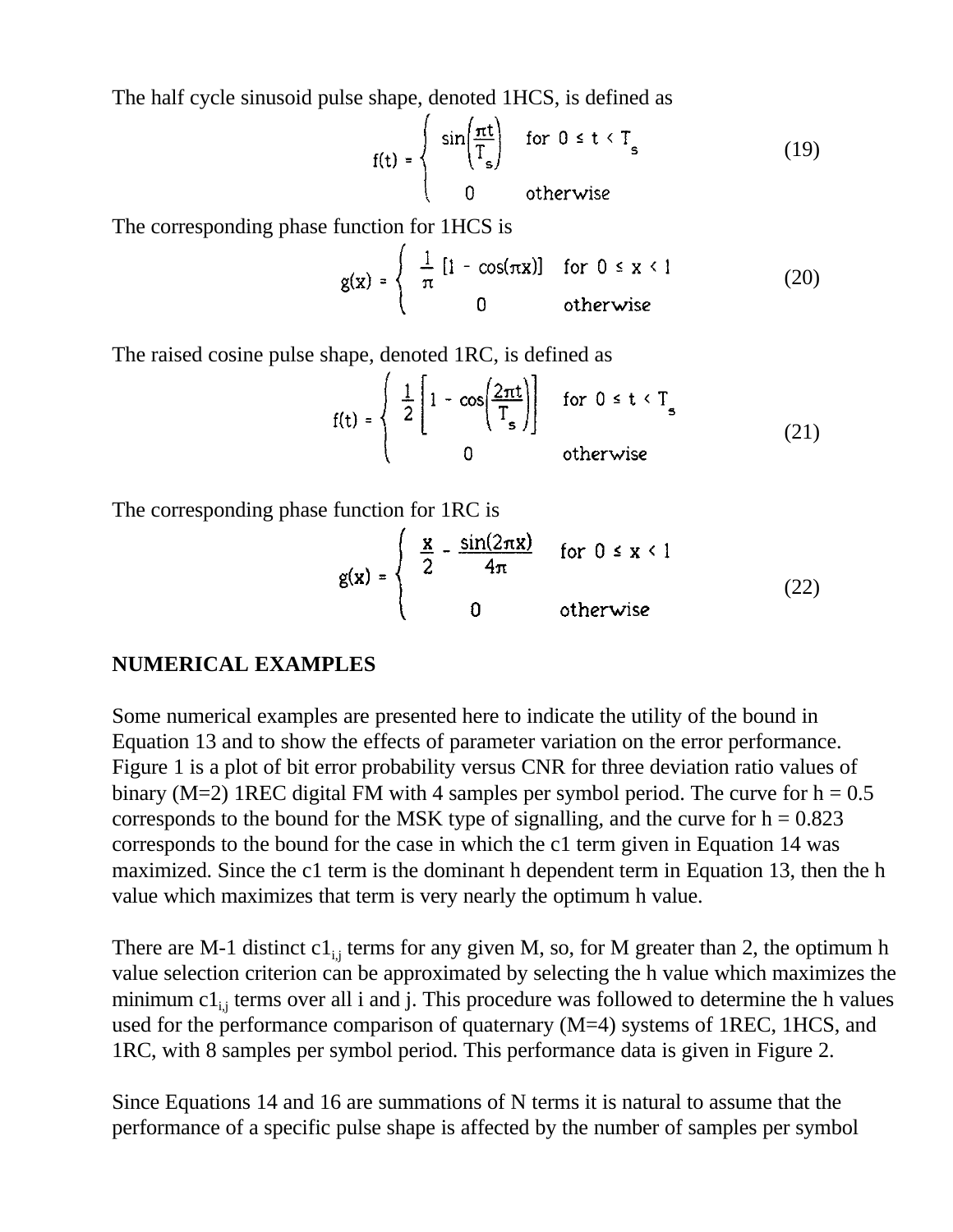The half cycle sinusoid pulse shape, denoted 1HCS, is defined as

$$f(t) = \begin{cases} \sin\left(\frac{\pi t}{T_s}\right) & \text{for } 0 \le t < T_s \\ 0 & \text{otherwise} \end{cases} \tag{19}$$

The corresponding phase function for 1HCS is

$$g(x) = \begin{cases} \frac{1}{\pi}\left[1 - \cos(\pi x)\right] & \text{for } 0 \le x < 1 \\ 0 & \text{otherwise} \end{cases} \tag{20}$$

The raised cosine pulse shape, denoted 1RC, is defined as

$$f(t) = \begin{cases} \frac{1}{2}\left[1 - \cos\left(\frac{2\pi t}{T_s}\right)\right] & \text{for } 0 \le t < T_s \\ 0 & \text{otherwise} \end{cases} \tag{21}$$

The corresponding phase function for 1RC is

$$g(x) = \begin{cases} \frac{x}{2} - \frac{\sin(2\pi x)}{4\pi} & \text{for } 0 \le x < 1 \\ 0 & \text{otherwise} \end{cases} \tag{22}$$

## NUMERICAL EXAMPLES

Some numerical examples are presented here to indicate the utility of the bound in Equation 13 and to show the effects of parameter variation on the error performance. Figure 1 is a plot of bit error probability versus CNR for three deviation ratio values of binary (M=2) 1REC digital FM with 4 samples per symbol period. The curve for h = 0.5 corresponds to the bound for the MSK type of signalling, and the curve for h = 0.823 corresponds to the bound for the case in which the c1 term given in Equation 14 was maximized. Since the c1 term is the dominant h dependent term in Equation 13, then the h value which maximizes that term is very nearly the optimum h value.

There are M-1 distinct $c1_{i,j}$ terms for any given M, so, for M greater than 2, the optimum h value selection criterion can be approximated by selecting the h value which maximizes the minimum $c1_{i,j}$ terms over all i and j. This procedure was followed to determine the h values used for the performance comparison of quaternary (M=4) systems of 1REC, 1HCS, and 1RC, with 8 samples per symbol period. This performance data is given in Figure 2.

Since Equations 14 and 16 are summations of N terms it is natural to assume that the performance of a specific pulse shape is affected by the number of samples per symbol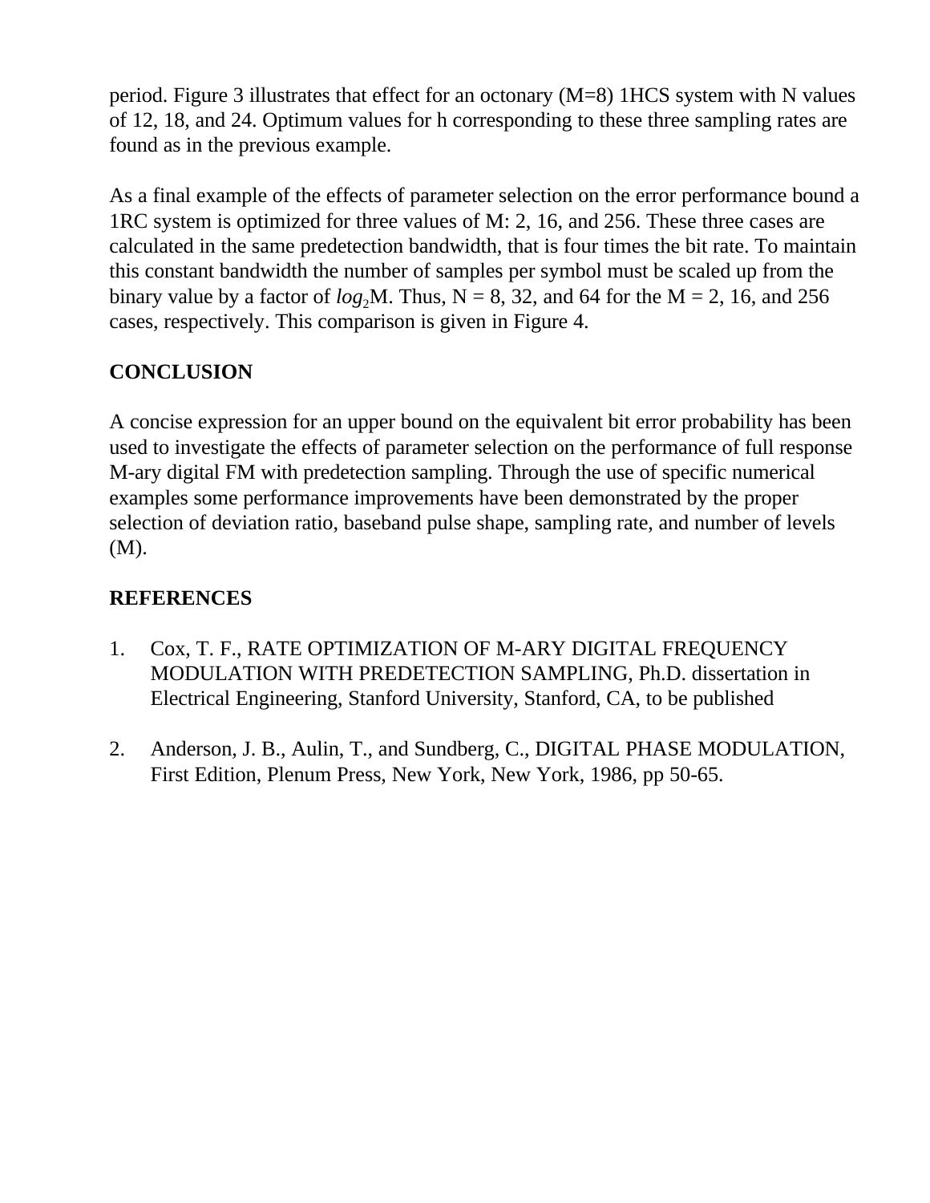period. Figure 3 illustrates that effect for an octonary (M=8) 1HCS system with N values of 12, 18, and 24. Optimum values for h corresponding to these three sampling rates are found as in the previous example.

As a final example of the effects of parameter selection on the error performance bound a 1RC system is optimized for three values of M: 2, 16, and 256. These three cases are calculated in the same predetection bandwidth, that is four times the bit rate. To maintain this constant bandwidth the number of samples per symbol must be scaled up from the binary value by a factor of $log_2M$. Thus, N = 8, 32, and 64 for the M = 2, 16, and 256 cases, respectively. This comparison is given in Figure 4.

## CONCLUSION

A concise expression for an upper bound on the equivalent bit error probability has been used to investigate the effects of parameter selection on the performance of full response M-ary digital FM with predetection sampling. Through the use of specific numerical examples some performance improvements have been demonstrated by the proper selection of deviation ratio, baseband pulse shape, sampling rate, and number of levels (M).

## REFERENCES

1. Cox, T. F., RATE OPTIMIZATION OF M-ARY DIGITAL FREQUENCY MODULATION WITH PREDETECTION SAMPLING, Ph.D. dissertation in Electrical Engineering, Stanford University, Stanford, CA, to be published

2. Anderson, J. B., Aulin, T., and Sundberg, C., DIGITAL PHASE MODULATION, First Edition, Plenum Press, New York, New York, 1986, pp 50-65.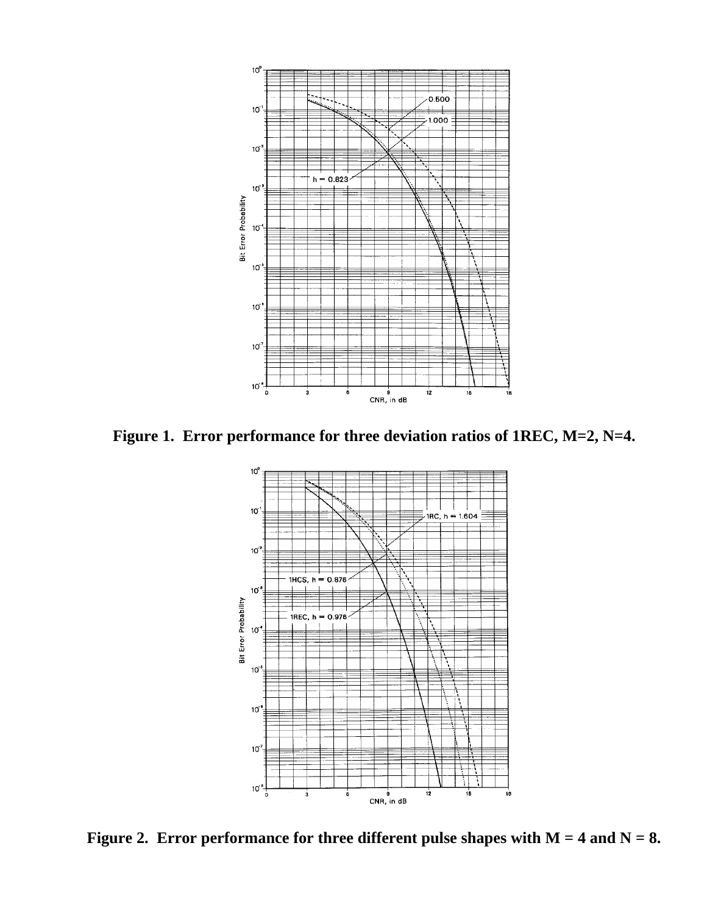Figure 1.  Error performance for three deviation ratios of 1REC, M=2, N=4.

Figure 2.  Error performance for three different pulse shapes with M = 4 and N = 8.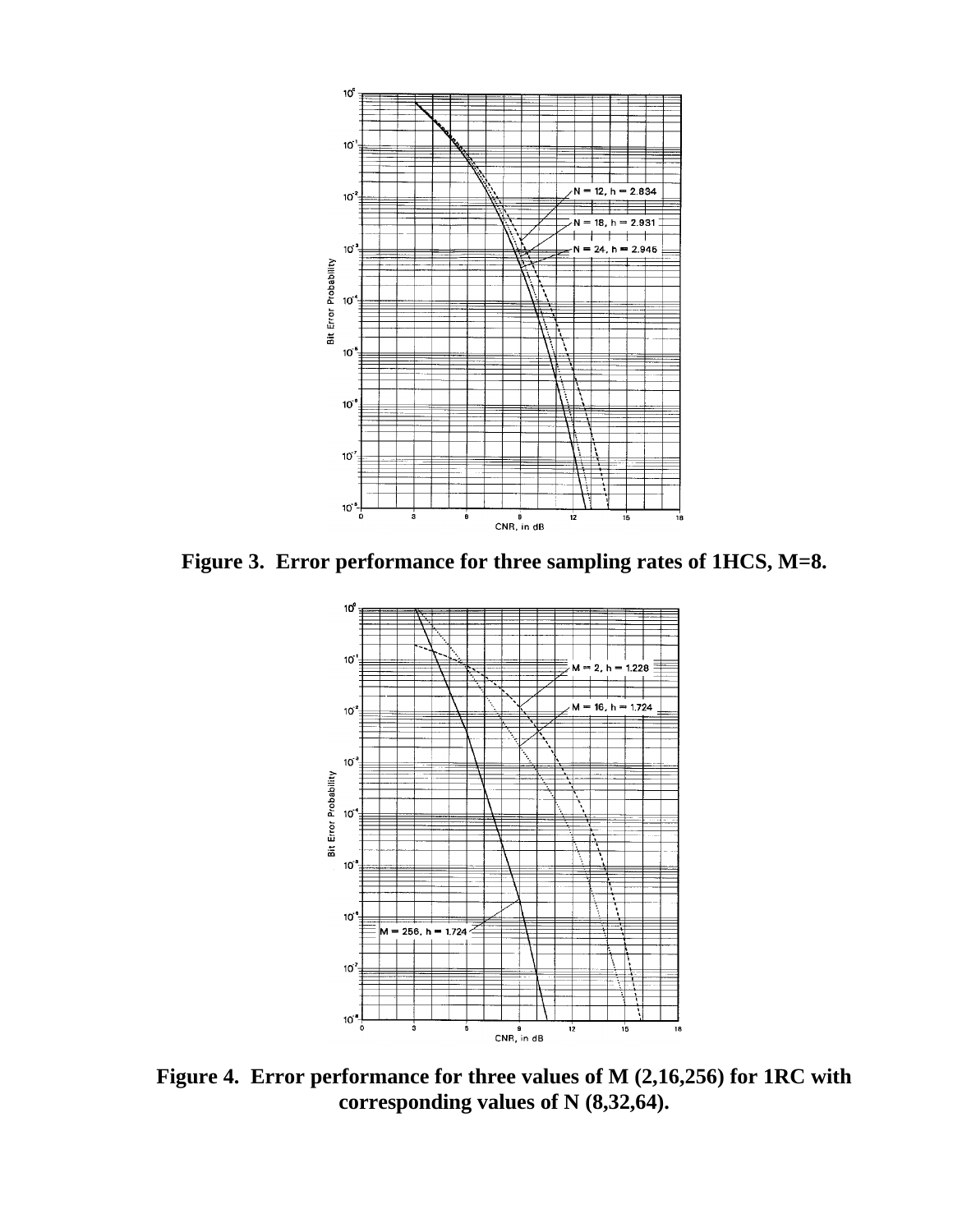$10^0$

$10^{-1}$

$10^{-2}$

$10^{-3}$

$10^{-4}$

$10^{-5}$

$10^{-6}$

$10^{-7}$

$10^{-8}$

Bit Error Probability

0 3 6 9 12 15 18

CNR, in dB

N = 12, h = 2.834

N = 18, h = 2.931

N = 24, h = 2.946

**Figure 3. Error performance for three sampling rates of 1HCS, M=8.**

$10^0$

$10^{-1}$

$10^{-2}$

$10^{-3}$

$10^{-4}$

$10^{-5}$

$10^{-6}$

$10^{-7}$

$10^{-8}$

Bit Error Probability

0 3 6 9 12 15 18

CNR, in dB

M = 2, h = 1.228

M = 16, h = 1.724

M = 256, h = 1.724

**Figure 4. Error performance for three values of M (2,16,256) for 1RC with corresponding values of N (8,32,64).**